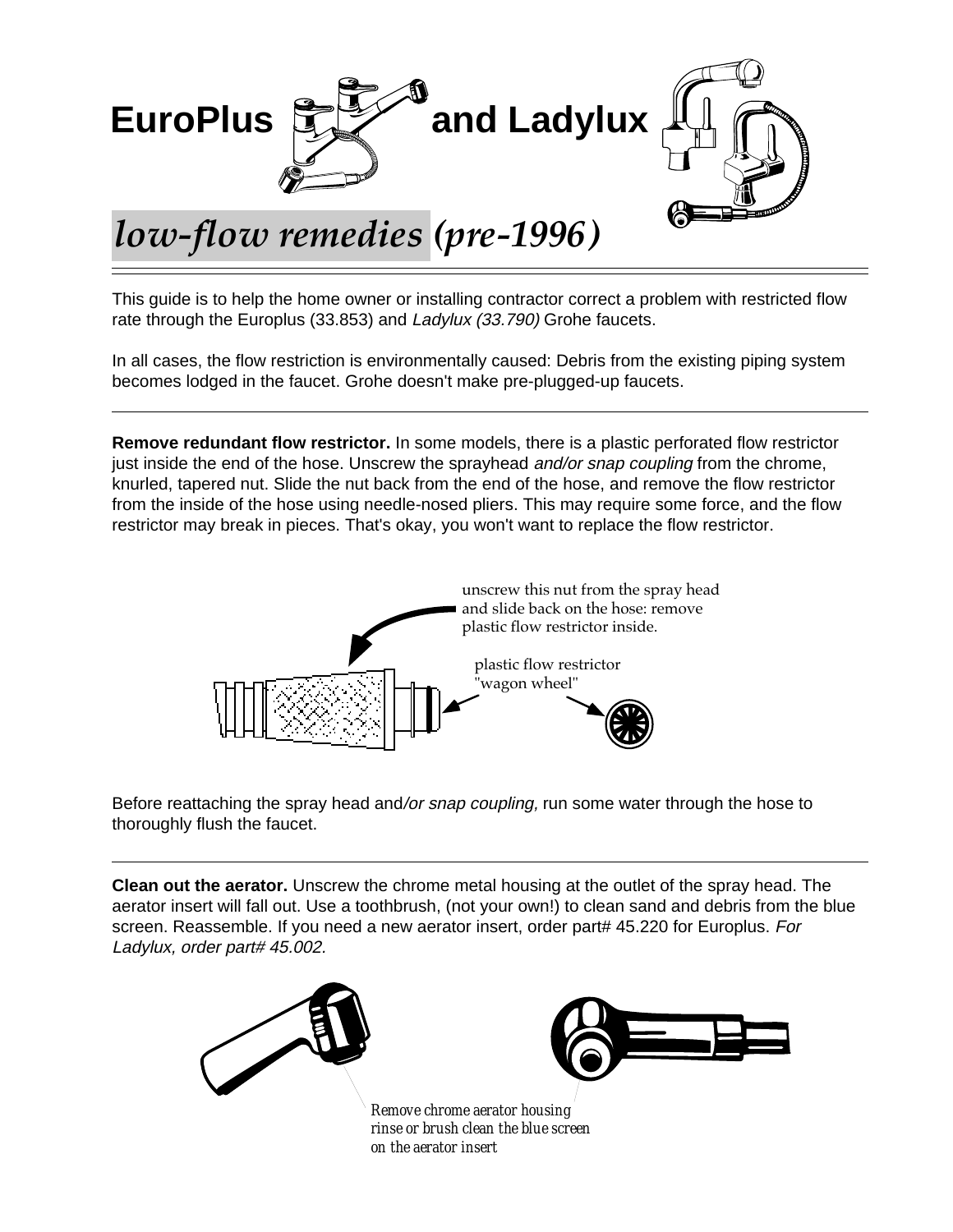# EuroPlus and Ladylux

## *low-flow remedies (pre-1996)*

This guide is to help the home owner or installing contractor correct a problem with restricted flow rate through the Europlus (33.853) and *Ladylux (33.790)* Grohe faucets.

In all cases, the flow restriction is environmentally caused: Debris from the existing piping system becomes lodged in the faucet. Grohe doesn't make pre-plugged-up faucets.

---

**Remove redundant flow restrictor.** In some models, there is a plastic perforated flow restrictor just inside the end of the hose. Unscrew the sprayhead *and/or snap coupling* from the chrome, knurled, tapered nut. Slide the nut back from the end of the hose, and remove the flow restrictor from the inside of the hose using needle-nosed pliers. This may require some force, and the flow restrictor may break in pieces. That's okay, you won't want to replace the flow restrictor.

unscrew this nut from the spray head and slide back on the hose: remove plastic flow restrictor inside.

plastic flow restrictor "wagon wheel"

Before reattaching the spray head and*/or snap coupling,* run some water through the hose to thoroughly flush the faucet.

---

**Clean out the aerator.** Unscrew the chrome metal housing at the outlet of the spray head. The aerator insert will fall out. Use a toothbrush, (not your own!) to clean sand and debris from the blue screen. Reassemble. If you need a new aerator insert, order part# 45.220 for Europlus. *For Ladylux, order part# 45.002.*

*Remove chrome aerator housing rinse or brush clean the blue screen on the aerator insert*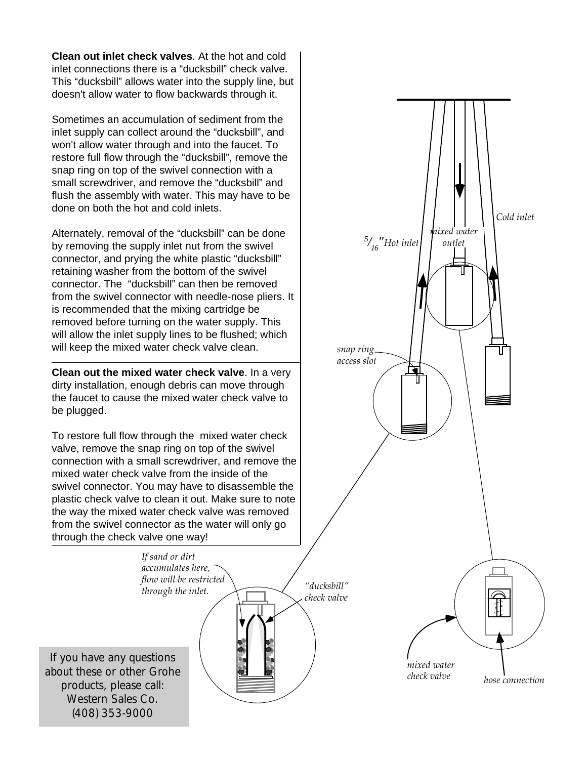**Clean out inlet check valves**. At the hot and cold inlet connections there is a “ducksbill” check valve. This “ducksbill” allows water into the supply line, but doesn't allow water to flow backwards through it.

Sometimes an accumulation of sediment from the inlet supply can collect around the “ducksbill”, and won't allow water through and into the faucet. To restore full flow through the “ducksbill”, remove the snap ring on top of the swivel connection with a small screwdriver, and remove the “ducksbill” and flush the assembly with water. This may have to be done on both the hot and cold inlets.

Alternately, removal of the “ducksbill” can be done by removing the supply inlet nut from the swivel connector, and prying the white plastic “ducksbill” retaining washer from the bottom of the swivel connector. The “ducksbill” can then be removed from the swivel connector with needle-nose pliers. It is recommended that the mixing cartridge be removed before turning on the water supply. This will allow the inlet supply lines to be flushed; which will keep the mixed water check valve clean.

**Clean out the mixed water check valve**. In a very dirty installation, enough debris can move through the faucet to cause the mixed water check valve to be plugged.

To restore full flow through the mixed water check valve, remove the snap ring on top of the swivel connection with a small screwdriver, and remove the mixed water check valve from the inside of the swivel connector. You may have to disassemble the plastic check valve to clean it out. Make sure to note the way the mixed water check valve was removed from the swivel connector as the water will only go through the check valve one way!

*Cold inlet*

*mixed water outlet*

*5/16" Hot inlet*

*snap ring access slot*

*If sand or dirt accumulates here, flow will be restricted through the inlet.*

*“ducksbill” check valve*

*mixed water check valve*

*hose connection*

If you have any questions about these or other Grohe products, please call:
Western Sales Co.
(408) 353-9000